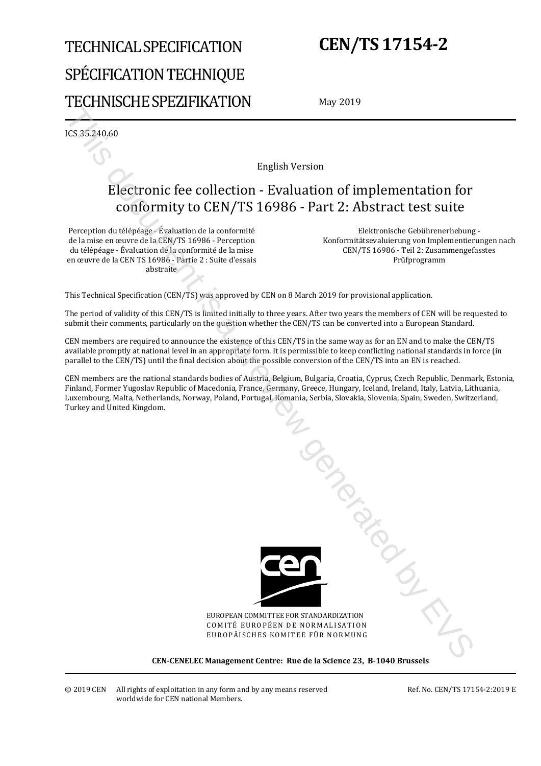TECHNICAL SPECIFICATION

SPÉCIFICATION TECHNIQUE

TECHNISCHE SPEZIFIKATION

# CEN/TS 17154-2

May 2019

ICS 35.240.60

English Version

## Electronic fee collection - Evaluation of implementation for conformity to CEN/TS 16986 - Part 2: Abstract test suite

Perception du télépéage - Évaluation de la conformité de la mise en œuvre de la CEN/TS 16986 - Perception du télépéage - Évaluation de la conformité de la mise en œuvre de la CEN TS 16986 - Partie 2 : Suite d'essais abstraite

Elektronische Gebührenerhebung - Konformitätsevaluierung von Implementierungen nach CEN/TS 16986 - Teil 2: Zusammengefasstes Prüfprogramm

This Technical Specification (CEN/TS) was approved by CEN on 8 March 2019 for provisional application.

The period of validity of this CEN/TS is limited initially to three years. After two years the members of CEN will be requested to submit their comments, particularly on the question whether the CEN/TS can be converted into a European Standard.

CEN members are required to announce the existence of this CEN/TS in the same way as for an EN and to make the CEN/TS available promptly at national level in an appropriate form. It is permissible to keep conflicting national standards in force (in parallel to the CEN/TS) until the final decision about the possible conversion of the CEN/TS into an EN is reached.

CEN members are the national standards bodies of Austria, Belgium, Bulgaria, Croatia, Cyprus, Czech Republic, Denmark, Estonia, Finland, Former Yugoslav Republic of Macedonia, France, Germany, Greece, Hungary, Iceland, Ireland, Italy, Latvia, Lithuania, Luxembourg, Malta, Netherlands, Norway, Poland, Portugal, Romania, Serbia, Slovakia, Slovenia, Spain, Sweden, Switzerland, Turkey and United Kingdom.

EUROPEAN COMMITTEE FOR STANDARDIZATION
COMITÉ EUROPÉEN DE NORMALISATION
EUROPÄISCHES KOMITEE FÜR NORMUNG

**CEN-CENELEC Management Centre: Rue de la Science 23, B-1040 Brussels**

© 2019 CEN All rights of exploitation in any form and by any means reserved worldwide for CEN national Members.

Ref. No. CEN/TS 17154-2:2019 E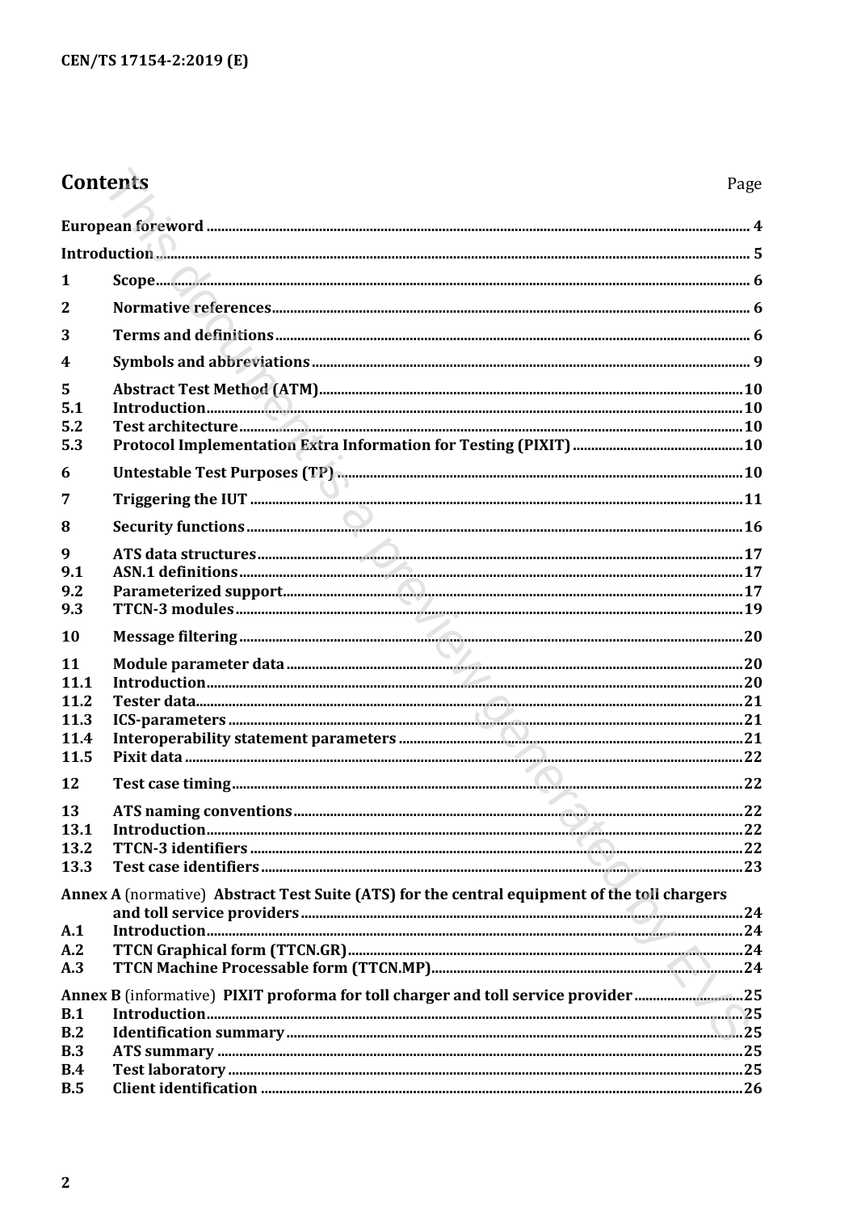# Contents

| | | Page |
|---|---|---|
| | **European foreword** | **4** |
| | **Introduction** | **5** |
| **1** | **Scope** | **6** |
| **2** | **Normative references** | **6** |
| **3** | **Terms and definitions** | **6** |
| **4** | **Symbols and abbreviations** | **9** |
| **5** | **Abstract Test Method (ATM)** | **10** |
| **5.1** | **Introduction** | **10** |
| **5.2** | **Test architecture** | **10** |
| **5.3** | **Protocol Implementation Extra Information for Testing (PIXIT)** | **10** |
| **6** | **Untestable Test Purposes (TP)** | **10** |
| **7** | **Triggering the IUT** | **11** |
| **8** | **Security functions** | **16** |
| **9** | **ATS data structures** | **17** |
| **9.1** | **ASN.1 definitions** | **17** |
| **9.2** | **Parameterized support** | **17** |
| **9.3** | **TTCN-3 modules** | **19** |
| **10** | **Message filtering** | **20** |
| **11** | **Module parameter data** | **20** |
| **11.1** | **Introduction** | **20** |
| **11.2** | **Tester data** | **21** |
| **11.3** | **ICS-parameters** | **21** |
| **11.4** | **Interoperability statement parameters** | **21** |
| **11.5** | **Pixit data** | **22** |
| **12** | **Test case timing** | **22** |
| **13** | **ATS naming conventions** | **22** |
| **13.1** | **Introduction** | **22** |
| **13.2** | **TTCN-3 identifiers** | **22** |
| **13.3** | **Test case identifiers** | **23** |
| | **Annex A** (normative) **Abstract Test Suite (ATS) for the central equipment of the toll chargers and toll service providers** | **24** |
| **A.1** | **Introduction** | **24** |
| **A.2** | **TTCN Graphical form (TTCN.GR)** | **24** |
| **A.3** | **TTCN Machine Processable form (TTCN.MP)** | **24** |
| | **Annex B** (informative) **PIXIT proforma for toll charger and toll service provider** | **25** |
| **B.1** | **Introduction** | **25** |
| **B.2** | **Identification summary** | **25** |
| **B.3** | **ATS summary** | **25** |
| **B.4** | **Test laboratory** | **25** |
| **B.5** | **Client identification** | **26** |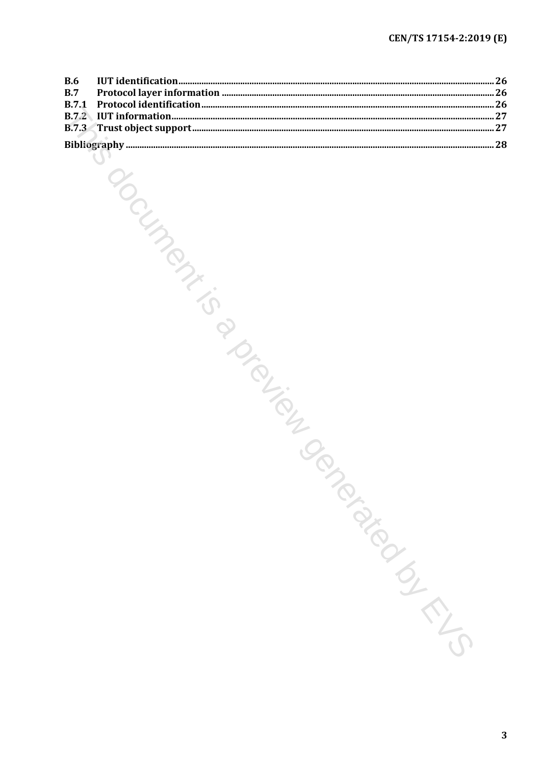| | | |
|---|---|---|
| **B.6** | **IUT identification** | 26 |
| **B.7** | **Protocol layer information** | 26 |
| **B.7.1** | **Protocol identification** | 26 |
| **B.7.2** | **IUT information** | 27 |
| **B.7.3** | **Trust object support** | 27 |
| **Bibliography** | | 28 |

This document is a preview generated by EVS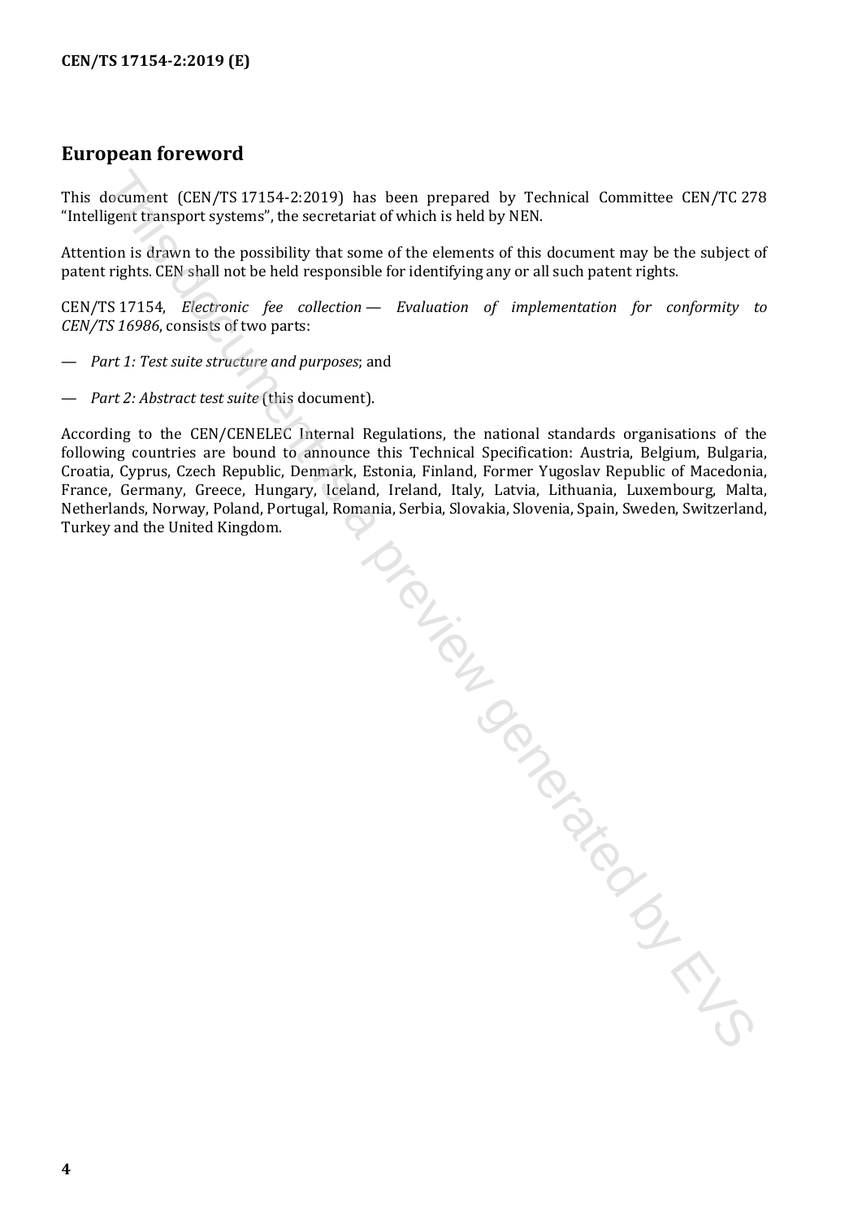## European foreword

This document (CEN/TS 17154-2:2019) has been prepared by Technical Committee CEN/TC 278 "Intelligent transport systems", the secretariat of which is held by NEN.

Attention is drawn to the possibility that some of the elements of this document may be the subject of patent rights. CEN shall not be held responsible for identifying any or all such patent rights.

CEN/TS 17154, *Electronic fee collection — Evaluation of implementation for conformity to CEN/TS 16986*, consists of two parts:

— *Part 1: Test suite structure and purposes*; and

— *Part 2: Abstract test suite* (this document).

According to the CEN/CENELEC Internal Regulations, the national standards organisations of the following countries are bound to announce this Technical Specification: Austria, Belgium, Bulgaria, Croatia, Cyprus, Czech Republic, Denmark, Estonia, Finland, Former Yugoslav Republic of Macedonia, France, Germany, Greece, Hungary, Iceland, Ireland, Italy, Latvia, Lithuania, Luxembourg, Malta, Netherlands, Norway, Poland, Portugal, Romania, Serbia, Slovakia, Slovenia, Spain, Sweden, Switzerland, Turkey and the United Kingdom.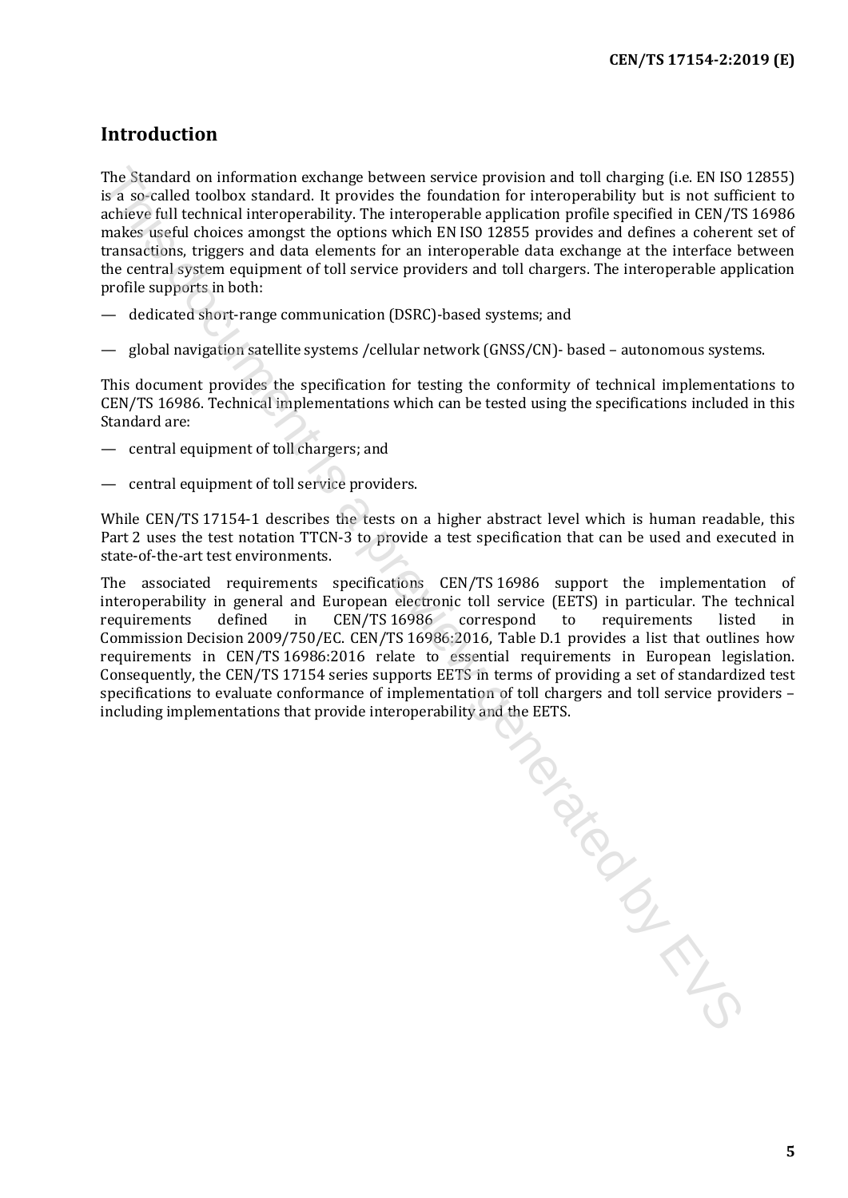## Introduction

The Standard on information exchange between service provision and toll charging (i.e. EN ISO 12855) is a so-called toolbox standard. It provides the foundation for interoperability but is not sufficient to achieve full technical interoperability. The interoperable application profile specified in CEN/TS 16986 makes useful choices amongst the options which EN ISO 12855 provides and defines a coherent set of transactions, triggers and data elements for an interoperable data exchange at the interface between the central system equipment of toll service providers and toll chargers. The interoperable application profile supports in both:

- dedicated short-range communication (DSRC)-based systems; and
- global navigation satellite systems /cellular network (GNSS/CN)- based – autonomous systems.

This document provides the specification for testing the conformity of technical implementations to CEN/TS 16986. Technical implementations which can be tested using the specifications included in this Standard are:

- central equipment of toll chargers; and
- central equipment of toll service providers.

While CEN/TS 17154-1 describes the tests on a higher abstract level which is human readable, this Part 2 uses the test notation TTCN-3 to provide a test specification that can be used and executed in state-of-the-art test environments.

The associated requirements specifications CEN/TS 16986 support the implementation of interoperability in general and European electronic toll service (EETS) in particular. The technical requirements defined in CEN/TS 16986 correspond to requirements listed in Commission Decision 2009/750/EC. CEN/TS 16986:2016, Table D.1 provides a list that outlines how requirements in CEN/TS 16986:2016 relate to essential requirements in European legislation. Consequently, the CEN/TS 17154 series supports EETS in terms of providing a set of standardized test specifications to evaluate conformance of implementation of toll chargers and toll service providers – including implementations that provide interoperability and the EETS.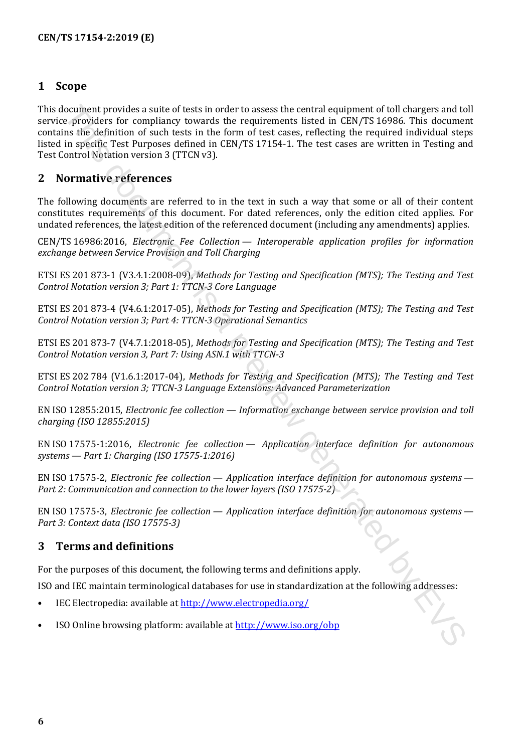## 1 Scope

This document provides a suite of tests in order to assess the central equipment of toll chargers and toll service providers for compliancy towards the requirements listed in CEN/TS 16986. This document contains the definition of such tests in the form of test cases, reflecting the required individual steps listed in specific Test Purposes defined in CEN/TS 17154-1. The test cases are written in Testing and Test Control Notation version 3 (TTCN v3).

## 2 Normative references

The following documents are referred to in the text in such a way that some or all of their content constitutes requirements of this document. For dated references, only the edition cited applies. For undated references, the latest edition of the referenced document (including any amendments) applies.

CEN/TS 16986:2016, *Electronic Fee Collection — Interoperable application profiles for information exchange between Service Provision and Toll Charging*

ETSI ES 201 873-1 (V3.4.1:2008-09), *Methods for Testing and Specification (MTS); The Testing and Test Control Notation version 3; Part 1: TTCN-3 Core Language*

ETSI ES 201 873-4 (V4.6.1:2017-05), *Methods for Testing and Specification (MTS); The Testing and Test Control Notation version 3; Part 4: TTCN-3 Operational Semantics*

ETSI ES 201 873-7 (V4.7.1:2018-05), *Methods for Testing and Specification (MTS); The Testing and Test Control Notation version 3, Part 7: Using ASN.1 with TTCN-3*

ETSI ES 202 784 (V1.6.1:2017-04), *Methods for Testing and Specification (MTS); The Testing and Test Control Notation version 3; TTCN-3 Language Extensions: Advanced Parameterization*

EN ISO 12855:2015, *Electronic fee collection — Information exchange between service provision and toll charging (ISO 12855:2015)*

EN ISO 17575-1:2016, *Electronic fee collection — Application interface definition for autonomous systems — Part 1: Charging (ISO 17575-1:2016)*

EN ISO 17575-2, *Electronic fee collection — Application interface definition for autonomous systems — Part 2: Communication and connection to the lower layers (ISO 17575-2)*

EN ISO 17575-3, *Electronic fee collection — Application interface definition for autonomous systems — Part 3: Context data (ISO 17575-3)*

## 3 Terms and definitions

For the purposes of this document, the following terms and definitions apply.

ISO and IEC maintain terminological databases for use in standardization at the following addresses:

- IEC Electropedia: available at http://www.electropedia.org/
- ISO Online browsing platform: available at http://www.iso.org/obp